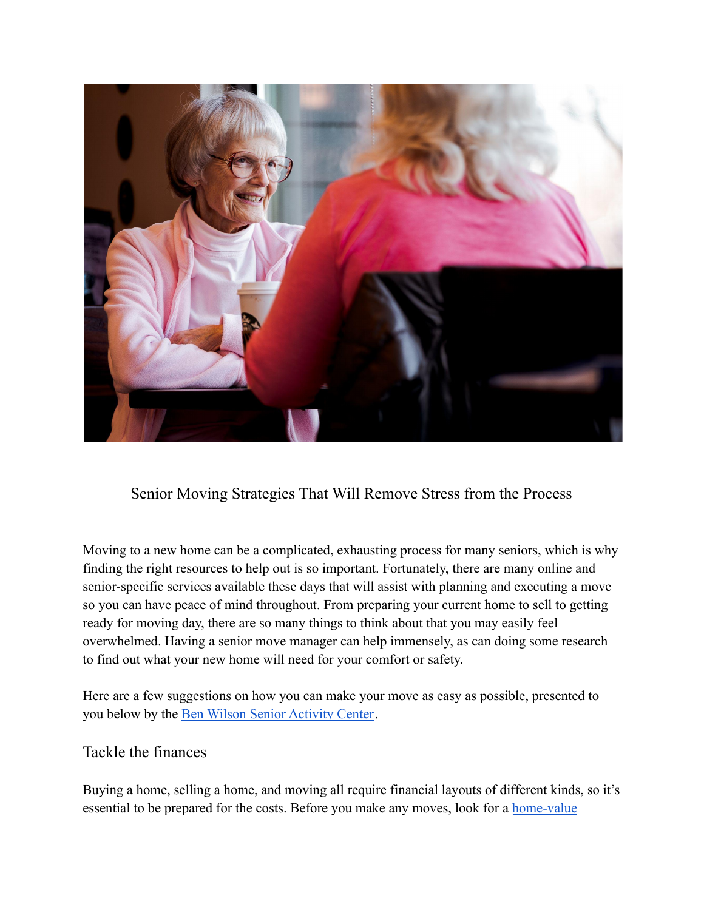# Senior Moving Strategies That Will Remove Stress from the Process

Moving to a new home can be a complicated, exhausting process for many seniors, which is why finding the right resources to help out is so important. Fortunately, there are many online and senior-specific services available these days that will assist with planning and executing a move so you can have peace of mind throughout. From preparing your current home to sell to getting ready for moving day, there are so many things to think about that you may easily feel overwhelmed. Having a senior move manager can help immensely, as can doing some research to find out what your new home will need for your comfort or safety.

Here are a few suggestions on how you can make your move as easy as possible, presented to you below by the [Ben Wilson Senior Activity Center](#).

## Tackle the finances

Buying a home, selling a home, and moving all require financial layouts of different kinds, so it's essential to be prepared for the costs. Before you make any moves, look for a [home-value](#)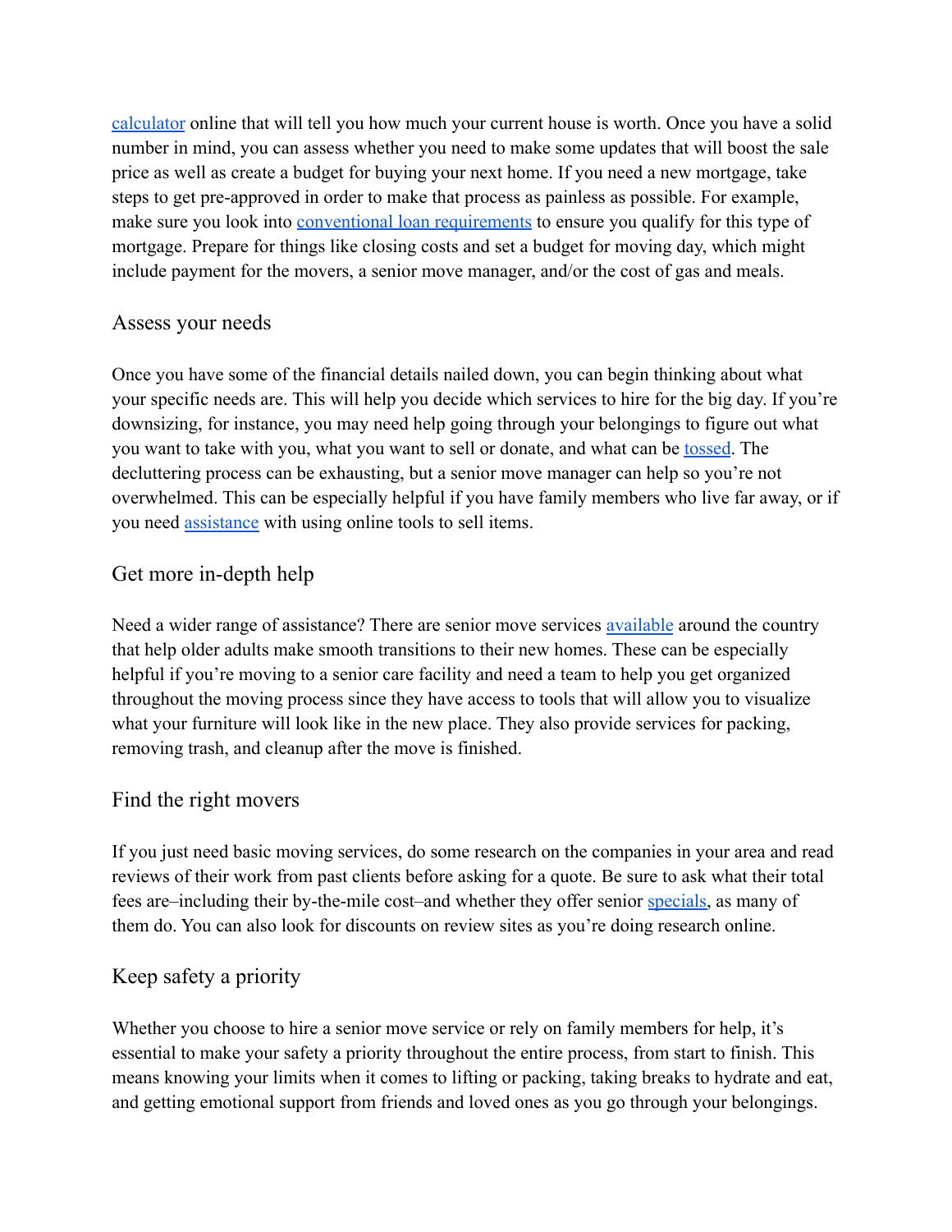calculator online that will tell you how much your current house is worth. Once you have a solid number in mind, you can assess whether you need to make some updates that will boost the sale price as well as create a budget for buying your next home. If you need a new mortgage, take steps to get pre-approved in order to make that process as painless as possible. For example, make sure you look into conventional loan requirements to ensure you qualify for this type of mortgage. Prepare for things like closing costs and set a budget for moving day, which might include payment for the movers, a senior move manager, and/or the cost of gas and meals.

## Assess your needs

Once you have some of the financial details nailed down, you can begin thinking about what your specific needs are. This will help you decide which services to hire for the big day. If you're downsizing, for instance, you may need help going through your belongings to figure out what you want to take with you, what you want to sell or donate, and what can be tossed. The decluttering process can be exhausting, but a senior move manager can help so you're not overwhelmed. This can be especially helpful if you have family members who live far away, or if you need assistance with using online tools to sell items.

## Get more in-depth help

Need a wider range of assistance? There are senior move services available around the country that help older adults make smooth transitions to their new homes. These can be especially helpful if you're moving to a senior care facility and need a team to help you get organized throughout the moving process since they have access to tools that will allow you to visualize what your furniture will look like in the new place. They also provide services for packing, removing trash, and cleanup after the move is finished.

## Find the right movers

If you just need basic moving services, do some research on the companies in your area and read reviews of their work from past clients before asking for a quote. Be sure to ask what their total fees are–including their by-the-mile cost–and whether they offer senior specials, as many of them do. You can also look for discounts on review sites as you're doing research online.

## Keep safety a priority

Whether you choose to hire a senior move service or rely on family members for help, it's essential to make your safety a priority throughout the entire process, from start to finish. This means knowing your limits when it comes to lifting or packing, taking breaks to hydrate and eat, and getting emotional support from friends and loved ones as you go through your belongings.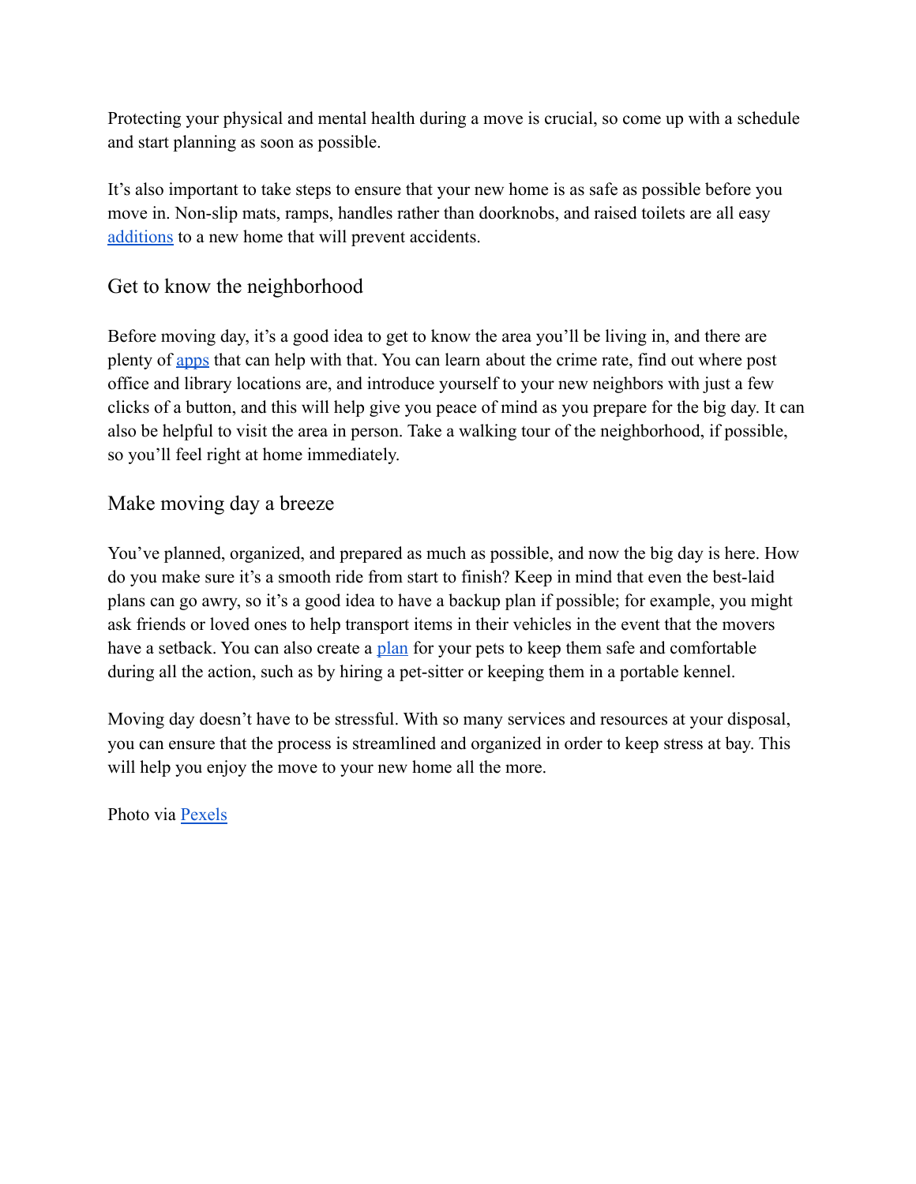Protecting your physical and mental health during a move is crucial, so come up with a schedule and start planning as soon as possible.

It's also important to take steps to ensure that your new home is as safe as possible before you move in. Non-slip mats, ramps, handles rather than doorknobs, and raised toilets are all easy additions to a new home that will prevent accidents.

## Get to know the neighborhood

Before moving day, it's a good idea to get to know the area you'll be living in, and there are plenty of apps that can help with that. You can learn about the crime rate, find out where post office and library locations are, and introduce yourself to your new neighbors with just a few clicks of a button, and this will help give you peace of mind as you prepare for the big day. It can also be helpful to visit the area in person. Take a walking tour of the neighborhood, if possible, so you'll feel right at home immediately.

## Make moving day a breeze

You've planned, organized, and prepared as much as possible, and now the big day is here. How do you make sure it's a smooth ride from start to finish? Keep in mind that even the best-laid plans can go awry, so it's a good idea to have a backup plan if possible; for example, you might ask friends or loved ones to help transport items in their vehicles in the event that the movers have a setback. You can also create a plan for your pets to keep them safe and comfortable during all the action, such as by hiring a pet-sitter or keeping them in a portable kennel.

Moving day doesn't have to be stressful. With so many services and resources at your disposal, you can ensure that the process is streamlined and organized in order to keep stress at bay. This will help you enjoy the move to your new home all the more.

Photo via Pexels